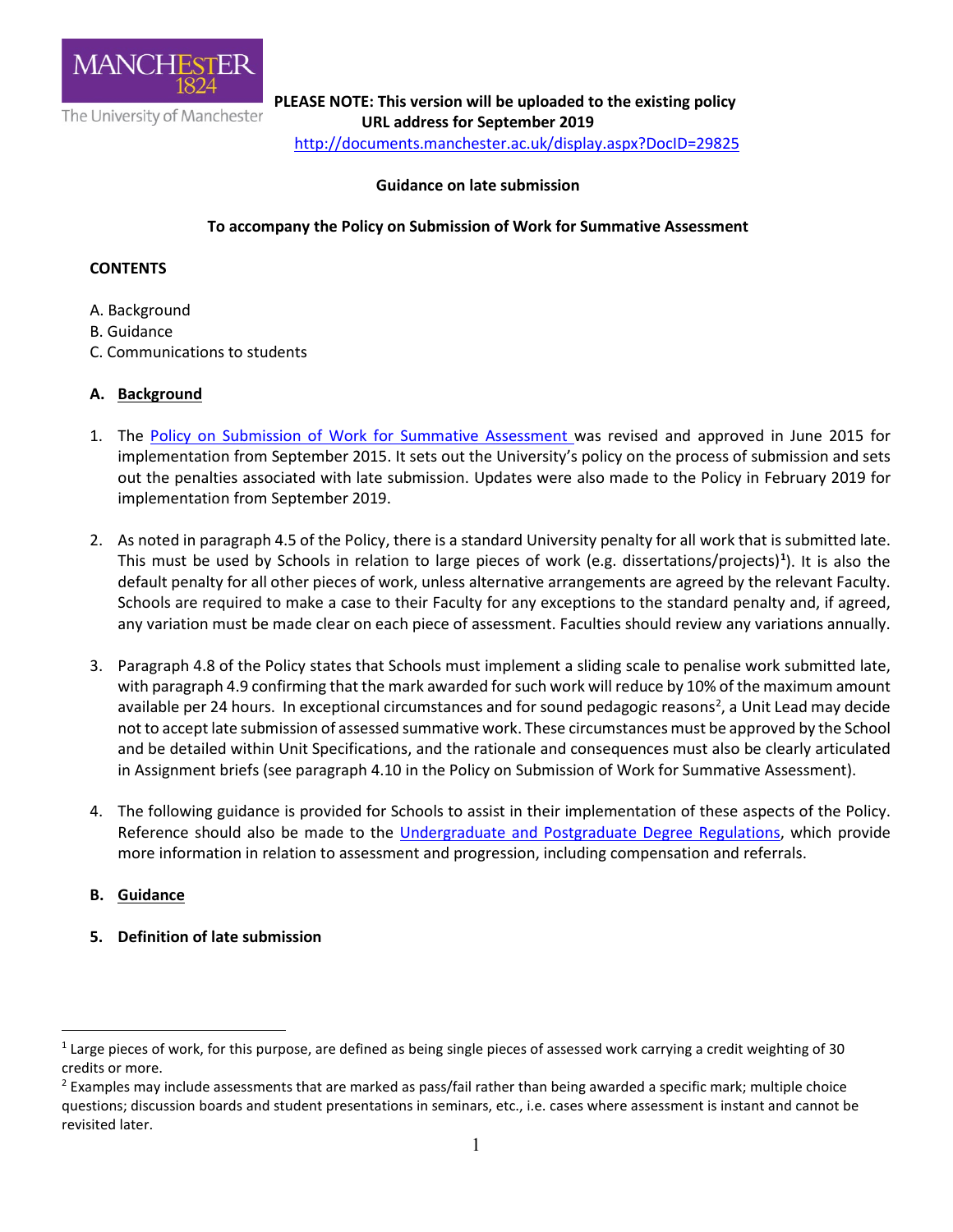The University of Manchester

**PLEASE NOTE: This version will be uploaded to the existing policy URL address for September 2019**
http://documents.manchester.ac.uk/display.aspx?DocID=29825

**Guidance on late submission**

**To accompany the Policy on Submission of Work for Summative Assessment**

**CONTENTS**

A. Background
B. Guidance
C. Communications to students

## A. Background

1. The Policy on Submission of Work for Summative Assessment was revised and approved in June 2015 for implementation from September 2015. It sets out the University's policy on the process of submission and sets out the penalties associated with late submission. Updates were also made to the Policy in February 2019 for implementation from September 2019.

2. As noted in paragraph 4.5 of the Policy, there is a standard University penalty for all work that is submitted late. This must be used by Schools in relation to large pieces of work (e.g. dissertations/projects)[1]). It is also the default penalty for all other pieces of work, unless alternative arrangements are agreed by the relevant Faculty. Schools are required to make a case to their Faculty for any exceptions to the standard penalty and, if agreed, any variation must be made clear on each piece of assessment. Faculties should review any variations annually.

3. Paragraph 4.8 of the Policy states that Schools must implement a sliding scale to penalise work submitted late, with paragraph 4.9 confirming that the mark awarded for such work will reduce by 10% of the maximum amount available per 24 hours. In exceptional circumstances and for sound pedagogic reasons[2], a Unit Lead may decide not to accept late submission of assessed summative work. These circumstances must be approved by the School and be detailed within Unit Specifications, and the rationale and consequences must also be clearly articulated in Assignment briefs (see paragraph 4.10 in the Policy on Submission of Work for Summative Assessment).

4. The following guidance is provided for Schools to assist in their implementation of these aspects of the Policy. Reference should also be made to the Undergraduate and Postgraduate Degree Regulations, which provide more information in relation to assessment and progression, including compensation and referrals.

## B. Guidance

### 5. Definition of late submission

---

[1] Large pieces of work, for this purpose, are defined as being single pieces of assessed work carrying a credit weighting of 30 credits or more.

[2] Examples may include assessments that are marked as pass/fail rather than being awarded a specific mark; multiple choice questions; discussion boards and student presentations in seminars, etc., i.e. cases where assessment is instant and cannot be revisited later.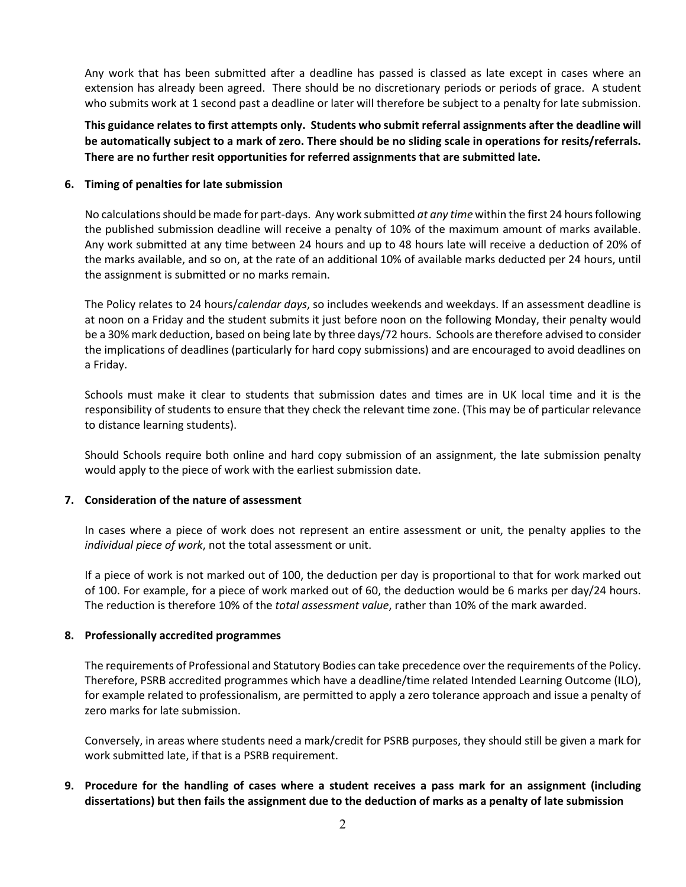Any work that has been submitted after a deadline has passed is classed as late except in cases where an extension has already been agreed. There should be no discretionary periods or periods of grace. A student who submits work at 1 second past a deadline or later will therefore be subject to a penalty for late submission.

**This guidance relates to first attempts only. Students who submit referral assignments after the deadline will be automatically subject to a mark of zero. There should be no sliding scale in operations for resits/referrals. There are no further resit opportunities for referred assignments that are submitted late.**

### 6. Timing of penalties for late submission

No calculations should be made for part-days. Any work submitted *at any time* within the first 24 hours following the published submission deadline will receive a penalty of 10% of the maximum amount of marks available. Any work submitted at any time between 24 hours and up to 48 hours late will receive a deduction of 20% of the marks available, and so on, at the rate of an additional 10% of available marks deducted per 24 hours, until the assignment is submitted or no marks remain.

The Policy relates to 24 hours/*calendar days*, so includes weekends and weekdays. If an assessment deadline is at noon on a Friday and the student submits it just before noon on the following Monday, their penalty would be a 30% mark deduction, based on being late by three days/72 hours. Schools are therefore advised to consider the implications of deadlines (particularly for hard copy submissions) and are encouraged to avoid deadlines on a Friday.

Schools must make it clear to students that submission dates and times are in UK local time and it is the responsibility of students to ensure that they check the relevant time zone. (This may be of particular relevance to distance learning students).

Should Schools require both online and hard copy submission of an assignment, the late submission penalty would apply to the piece of work with the earliest submission date.

### 7. Consideration of the nature of assessment

In cases where a piece of work does not represent an entire assessment or unit, the penalty applies to the *individual piece of work*, not the total assessment or unit.

If a piece of work is not marked out of 100, the deduction per day is proportional to that for work marked out of 100. For example, for a piece of work marked out of 60, the deduction would be 6 marks per day/24 hours. The reduction is therefore 10% of the *total assessment value*, rather than 10% of the mark awarded.

### 8. Professionally accredited programmes

The requirements of Professional and Statutory Bodies can take precedence over the requirements of the Policy. Therefore, PSRB accredited programmes which have a deadline/time related Intended Learning Outcome (ILO), for example related to professionalism, are permitted to apply a zero tolerance approach and issue a penalty of zero marks for late submission.

Conversely, in areas where students need a mark/credit for PSRB purposes, they should still be given a mark for work submitted late, if that is a PSRB requirement.

### 9. Procedure for the handling of cases where a student receives a pass mark for an assignment (including dissertations) but then fails the assignment due to the deduction of marks as a penalty of late submission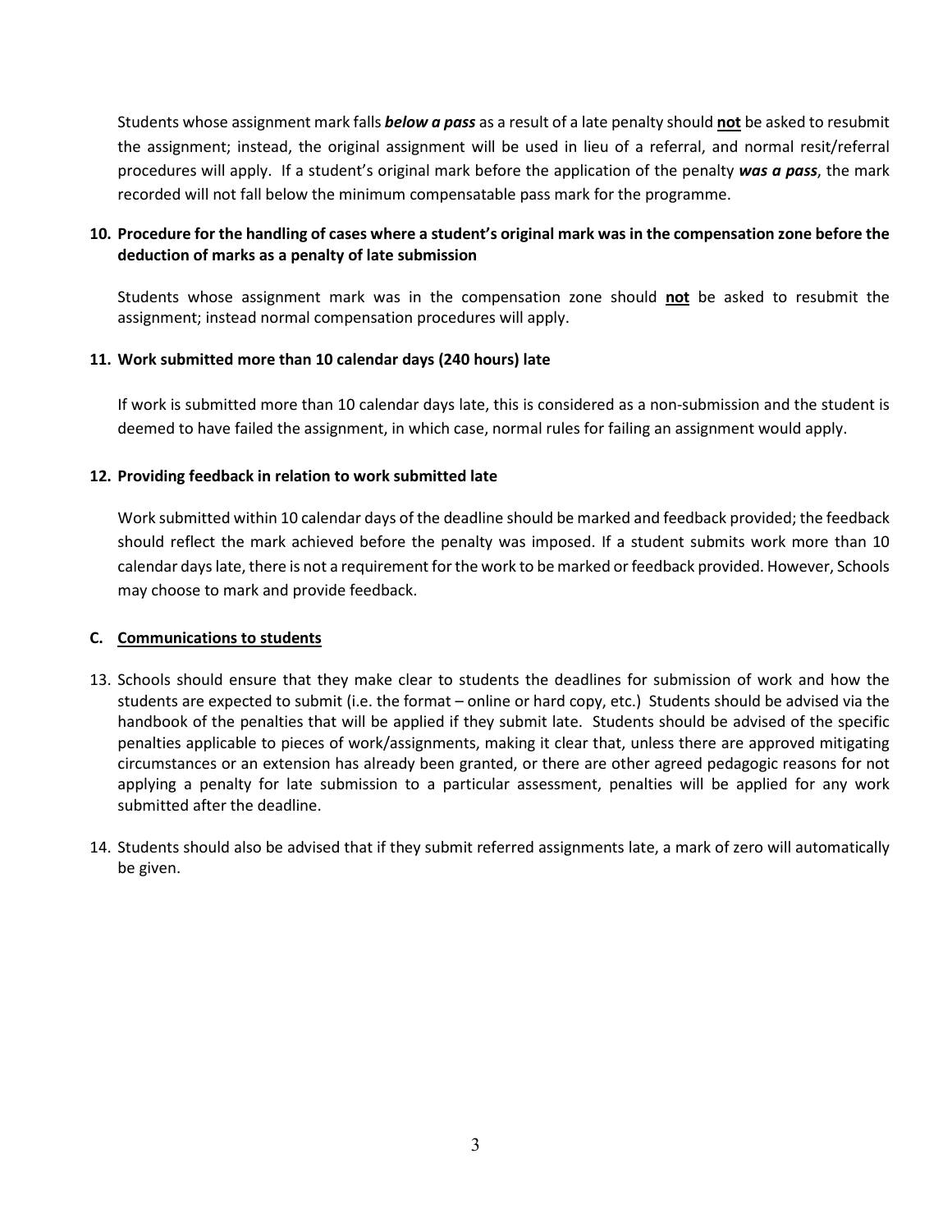Students whose assignment mark falls ***below a pass*** as a result of a late penalty should **<u>not</u>** be asked to resubmit the assignment; instead, the original assignment will be used in lieu of a referral, and normal resit/referral procedures will apply. If a student's original mark before the application of the penalty ***was a pass***, the mark recorded will not fall below the minimum compensatable pass mark for the programme.

**10. Procedure for the handling of cases where a student's original mark was in the compensation zone before the deduction of marks as a penalty of late submission**

Students whose assignment mark was in the compensation zone should **<u>not</u>** be asked to resubmit the assignment; instead normal compensation procedures will apply.

**11. Work submitted more than 10 calendar days (240 hours) late**

If work is submitted more than 10 calendar days late, this is considered as a non-submission and the student is deemed to have failed the assignment, in which case, normal rules for failing an assignment would apply.

**12. Providing feedback in relation to work submitted late**

Work submitted within 10 calendar days of the deadline should be marked and feedback provided; the feedback should reflect the mark achieved before the penalty was imposed. If a student submits work more than 10 calendar days late, there is not a requirement for the work to be marked or feedback provided. However, Schools may choose to mark and provide feedback.

**C. <u>Communications to students</u>**

13. Schools should ensure that they make clear to students the deadlines for submission of work and how the students are expected to submit (i.e. the format – online or hard copy, etc.) Students should be advised via the handbook of the penalties that will be applied if they submit late. Students should be advised of the specific penalties applicable to pieces of work/assignments, making it clear that, unless there are approved mitigating circumstances or an extension has already been granted, or there are other agreed pedagogic reasons for not applying a penalty for late submission to a particular assessment, penalties will be applied for any work submitted after the deadline.

14. Students should also be advised that if they submit referred assignments late, a mark of zero will automatically be given.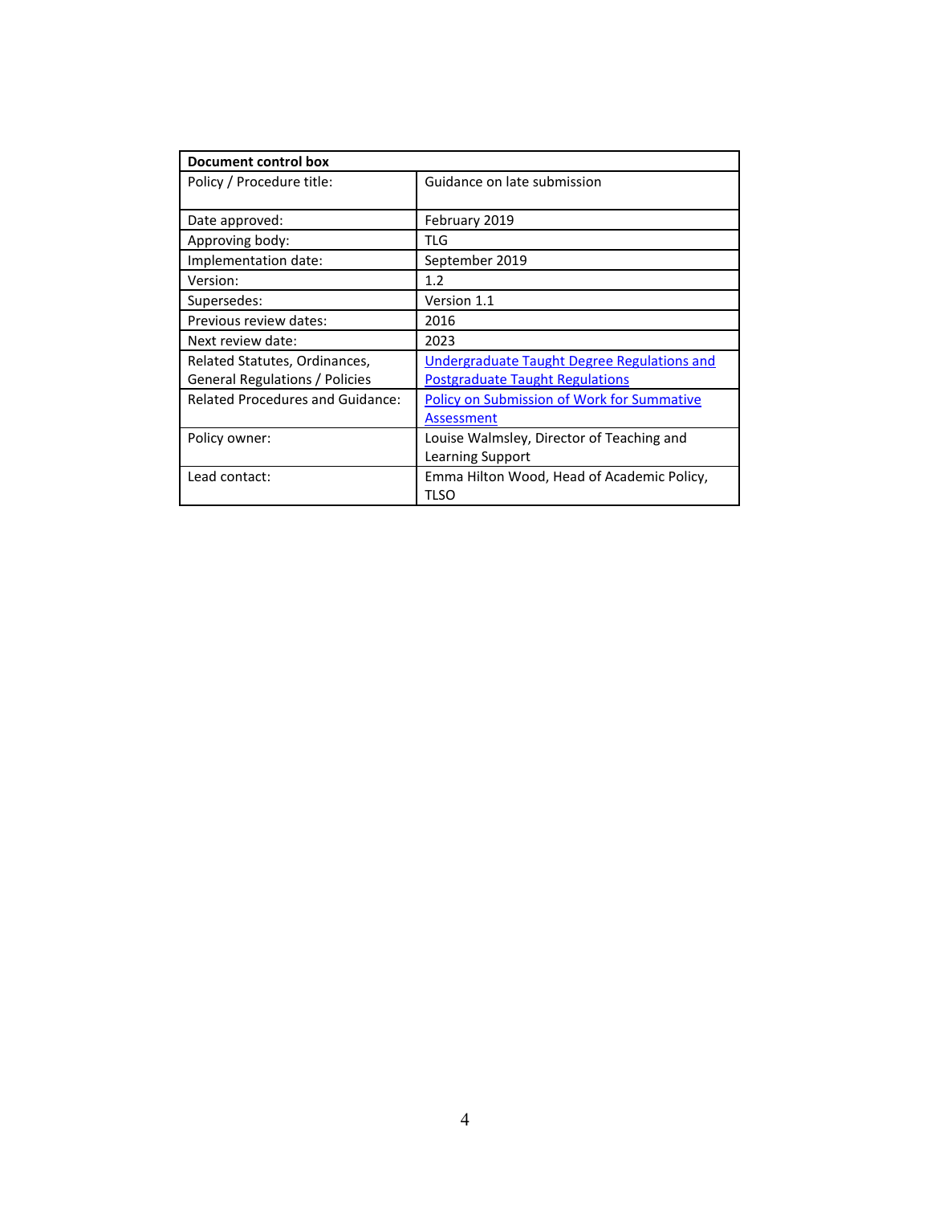| Document control box | |
|---|---|
| Policy / Procedure title: | Guidance on late submission |
| Date approved: | February 2019 |
| Approving body: | TLG |
| Implementation date: | September 2019 |
| Version: | 1.2 |
| Supersedes: | Version 1.1 |
| Previous review dates: | 2016 |
| Next review date: | 2023 |
| Related Statutes, Ordinances, General Regulations / Policies | Undergraduate Taught Degree Regulations and Postgraduate Taught Regulations |
| Related Procedures and Guidance: | Policy on Submission of Work for Summative Assessment |
| Policy owner: | Louise Walmsley, Director of Teaching and Learning Support |
| Lead contact: | Emma Hilton Wood, Head of Academic Policy, TLSO |